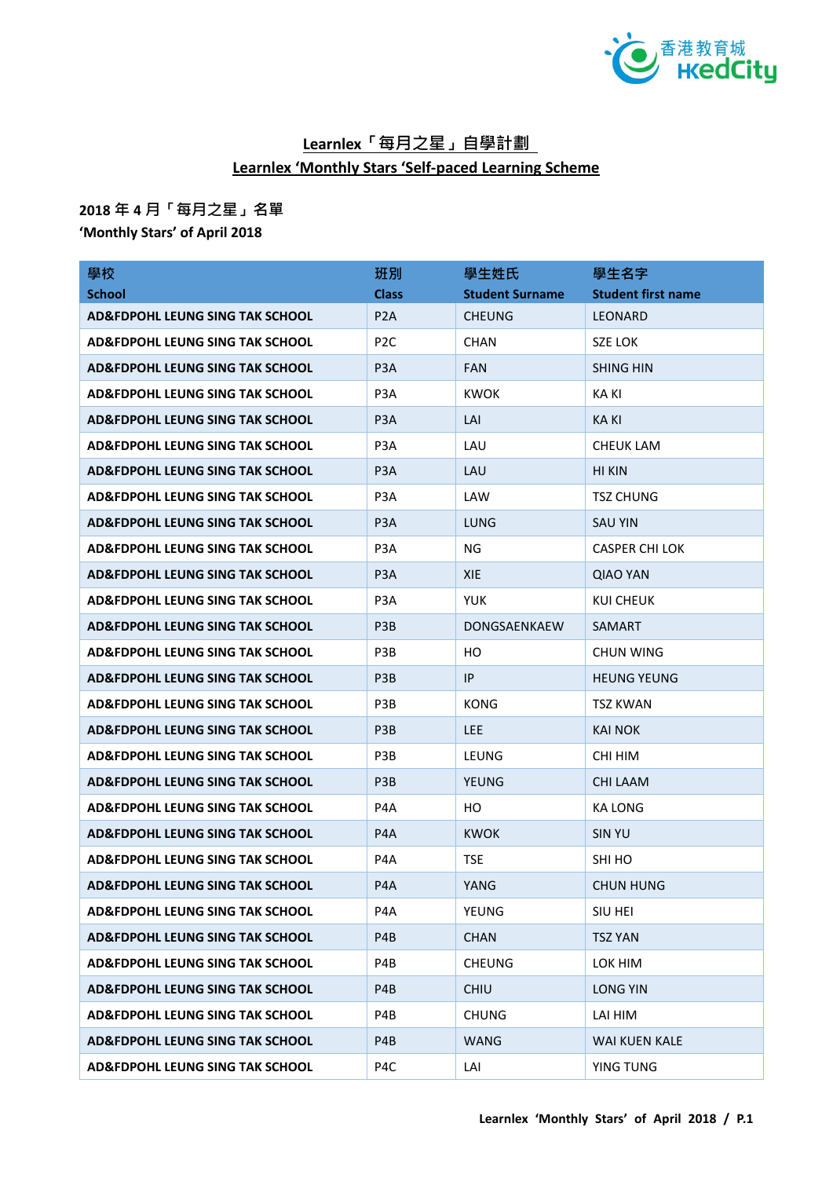## Learnlex「每月之星」自學計劃

## Learnlex 'Monthly Stars 'Self-paced Learning Scheme

**2018 年 4 月「每月之星」名單**

**'Monthly Stars' of April 2018**

| 學校<br>School | 班別<br>Class | 學生姓氏<br>Student Surname | 學生名字<br>Student first name |
|---|---|---|---|
| **AD&FDPOHL LEUNG SING TAK SCHOOL** | P2A | CHEUNG | LEONARD |
| **AD&FDPOHL LEUNG SING TAK SCHOOL** | P2C | CHAN | SZE LOK |
| **AD&FDPOHL LEUNG SING TAK SCHOOL** | P3A | FAN | SHING HIN |
| **AD&FDPOHL LEUNG SING TAK SCHOOL** | P3A | KWOK | KA KI |
| **AD&FDPOHL LEUNG SING TAK SCHOOL** | P3A | LAI | KA KI |
| **AD&FDPOHL LEUNG SING TAK SCHOOL** | P3A | LAU | CHEUK LAM |
| **AD&FDPOHL LEUNG SING TAK SCHOOL** | P3A | LAU | HI KIN |
| **AD&FDPOHL LEUNG SING TAK SCHOOL** | P3A | LAW | TSZ CHUNG |
| **AD&FDPOHL LEUNG SING TAK SCHOOL** | P3A | LUNG | SAU YIN |
| **AD&FDPOHL LEUNG SING TAK SCHOOL** | P3A | NG | CASPER CHI LOK |
| **AD&FDPOHL LEUNG SING TAK SCHOOL** | P3A | XIE | QIAO YAN |
| **AD&FDPOHL LEUNG SING TAK SCHOOL** | P3A | YUK | KUI CHEUK |
| **AD&FDPOHL LEUNG SING TAK SCHOOL** | P3B | DONGSAENKAEW | SAMART |
| **AD&FDPOHL LEUNG SING TAK SCHOOL** | P3B | HO | CHUN WING |
| **AD&FDPOHL LEUNG SING TAK SCHOOL** | P3B | IP | HEUNG YEUNG |
| **AD&FDPOHL LEUNG SING TAK SCHOOL** | P3B | KONG | TSZ KWAN |
| **AD&FDPOHL LEUNG SING TAK SCHOOL** | P3B | LEE | KAI NOK |
| **AD&FDPOHL LEUNG SING TAK SCHOOL** | P3B | LEUNG | CHI HIM |
| **AD&FDPOHL LEUNG SING TAK SCHOOL** | P3B | YEUNG | CHI LAAM |
| **AD&FDPOHL LEUNG SING TAK SCHOOL** | P4A | HO | KA LONG |
| **AD&FDPOHL LEUNG SING TAK SCHOOL** | P4A | KWOK | SIN YU |
| **AD&FDPOHL LEUNG SING TAK SCHOOL** | P4A | TSE | SHI HO |
| **AD&FDPOHL LEUNG SING TAK SCHOOL** | P4A | YANG | CHUN HUNG |
| **AD&FDPOHL LEUNG SING TAK SCHOOL** | P4A | YEUNG | SIU HEI |
| **AD&FDPOHL LEUNG SING TAK SCHOOL** | P4B | CHAN | TSZ YAN |
| **AD&FDPOHL LEUNG SING TAK SCHOOL** | P4B | CHEUNG | LOK HIM |
| **AD&FDPOHL LEUNG SING TAK SCHOOL** | P4B | CHIU | LONG YIN |
| **AD&FDPOHL LEUNG SING TAK SCHOOL** | P4B | CHUNG | LAI HIM |
| **AD&FDPOHL LEUNG SING TAK SCHOOL** | P4B | WANG | WAI KUEN KALE |
| **AD&FDPOHL LEUNG SING TAK SCHOOL** | P4C | LAI | YING TUNG |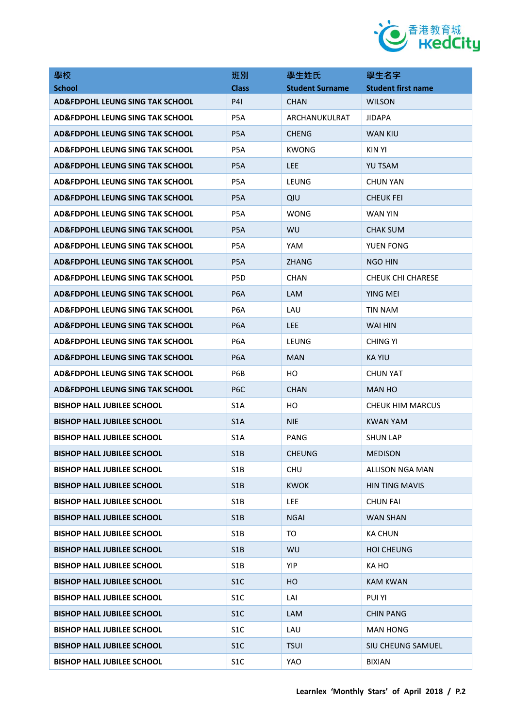| 學校<br>School | 班別<br>Class | 學生姓氏<br>Student Surname | 學生名字<br>Student first name |
|---|---|---|---|
| AD&FDPOHL LEUNG SING TAK SCHOOL | P4I | CHAN | WILSON |
| AD&FDPOHL LEUNG SING TAK SCHOOL | P5A | ARCHANUKULRAT | JIDAPA |
| AD&FDPOHL LEUNG SING TAK SCHOOL | P5A | CHENG | WAN KIU |
| AD&FDPOHL LEUNG SING TAK SCHOOL | P5A | KWONG | KIN YI |
| AD&FDPOHL LEUNG SING TAK SCHOOL | P5A | LEE | YU TSAM |
| AD&FDPOHL LEUNG SING TAK SCHOOL | P5A | LEUNG | CHUN YAN |
| AD&FDPOHL LEUNG SING TAK SCHOOL | P5A | QIU | CHEUK FEI |
| AD&FDPOHL LEUNG SING TAK SCHOOL | P5A | WONG | WAN YIN |
| AD&FDPOHL LEUNG SING TAK SCHOOL | P5A | WU | CHAK SUM |
| AD&FDPOHL LEUNG SING TAK SCHOOL | P5A | YAM | YUEN FONG |
| AD&FDPOHL LEUNG SING TAK SCHOOL | P5A | ZHANG | NGO HIN |
| AD&FDPOHL LEUNG SING TAK SCHOOL | P5D | CHAN | CHEUK CHI CHARESE |
| AD&FDPOHL LEUNG SING TAK SCHOOL | P6A | LAM | YING MEI |
| AD&FDPOHL LEUNG SING TAK SCHOOL | P6A | LAU | TIN NAM |
| AD&FDPOHL LEUNG SING TAK SCHOOL | P6A | LEE | WAI HIN |
| AD&FDPOHL LEUNG SING TAK SCHOOL | P6A | LEUNG | CHING YI |
| AD&FDPOHL LEUNG SING TAK SCHOOL | P6A | MAN | KA YIU |
| AD&FDPOHL LEUNG SING TAK SCHOOL | P6B | HO | CHUN YAT |
| AD&FDPOHL LEUNG SING TAK SCHOOL | P6C | CHAN | MAN HO |
| BISHOP HALL JUBILEE SCHOOL | S1A | HO | CHEUK HIM MARCUS |
| BISHOP HALL JUBILEE SCHOOL | S1A | NIE | KWAN YAM |
| BISHOP HALL JUBILEE SCHOOL | S1A | PANG | SHUN LAP |
| BISHOP HALL JUBILEE SCHOOL | S1B | CHEUNG | MEDISON |
| BISHOP HALL JUBILEE SCHOOL | S1B | CHU | ALLISON NGA MAN |
| BISHOP HALL JUBILEE SCHOOL | S1B | KWOK | HIN TING MAVIS |
| BISHOP HALL JUBILEE SCHOOL | S1B | LEE | CHUN FAI |
| BISHOP HALL JUBILEE SCHOOL | S1B | NGAI | WAN SHAN |
| BISHOP HALL JUBILEE SCHOOL | S1B | TO | KA CHUN |
| BISHOP HALL JUBILEE SCHOOL | S1B | WU | HOI CHEUNG |
| BISHOP HALL JUBILEE SCHOOL | S1B | YIP | KA HO |
| BISHOP HALL JUBILEE SCHOOL | S1C | HO | KAM KWAN |
| BISHOP HALL JUBILEE SCHOOL | S1C | LAI | PUI YI |
| BISHOP HALL JUBILEE SCHOOL | S1C | LAM | CHIN PANG |
| BISHOP HALL JUBILEE SCHOOL | S1C | LAU | MAN HONG |
| BISHOP HALL JUBILEE SCHOOL | S1C | TSUI | SIU CHEUNG SAMUEL |
| BISHOP HALL JUBILEE SCHOOL | S1C | YAO | BIXIAN |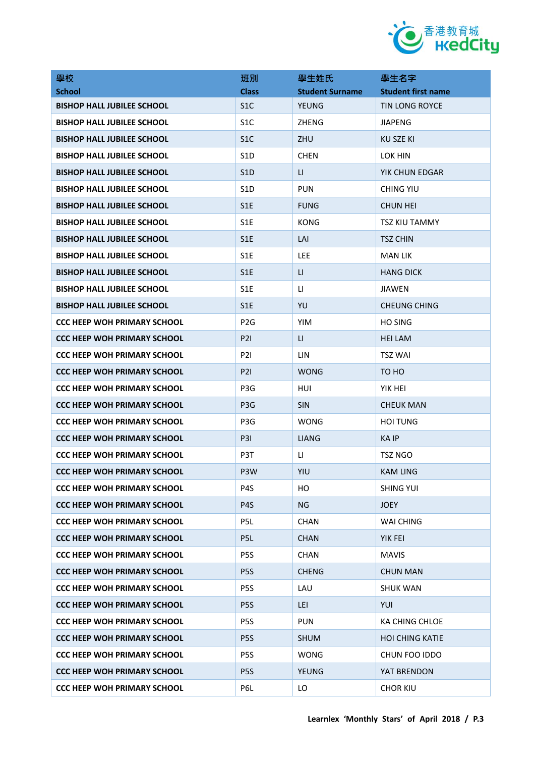| 學校<br>School | 班別<br>Class | 學生姓氏<br>Student Surname | 學生名字<br>Student first name |
|---|---|---|---|
| **BISHOP HALL JUBILEE SCHOOL** | S1C | YEUNG | TIN LONG ROYCE |
| **BISHOP HALL JUBILEE SCHOOL** | S1C | ZHENG | JIAPENG |
| **BISHOP HALL JUBILEE SCHOOL** | S1C | ZHU | KU SZE KI |
| **BISHOP HALL JUBILEE SCHOOL** | S1D | CHEN | LOK HIN |
| **BISHOP HALL JUBILEE SCHOOL** | S1D | LI | YIK CHUN EDGAR |
| **BISHOP HALL JUBILEE SCHOOL** | S1D | PUN | CHING YIU |
| **BISHOP HALL JUBILEE SCHOOL** | S1E | FUNG | CHUN HEI |
| **BISHOP HALL JUBILEE SCHOOL** | S1E | KONG | TSZ KIU TAMMY |
| **BISHOP HALL JUBILEE SCHOOL** | S1E | LAI | TSZ CHIN |
| **BISHOP HALL JUBILEE SCHOOL** | S1E | LEE | MAN LIK |
| **BISHOP HALL JUBILEE SCHOOL** | S1E | LI | HANG DICK |
| **BISHOP HALL JUBILEE SCHOOL** | S1E | LI | JIAWEN |
| **BISHOP HALL JUBILEE SCHOOL** | S1E | YU | CHEUNG CHING |
| **CCC HEEP WOH PRIMARY SCHOOL** | P2G | YIM | HO SING |
| **CCC HEEP WOH PRIMARY SCHOOL** | P2I | LI | HEI LAM |
| **CCC HEEP WOH PRIMARY SCHOOL** | P2I | LIN | TSZ WAI |
| **CCC HEEP WOH PRIMARY SCHOOL** | P2I | WONG | TO HO |
| **CCC HEEP WOH PRIMARY SCHOOL** | P3G | HUI | YIK HEI |
| **CCC HEEP WOH PRIMARY SCHOOL** | P3G | SIN | CHEUK MAN |
| **CCC HEEP WOH PRIMARY SCHOOL** | P3G | WONG | HOI TUNG |
| **CCC HEEP WOH PRIMARY SCHOOL** | P3I | LIANG | KA IP |
| **CCC HEEP WOH PRIMARY SCHOOL** | P3T | LI | TSZ NGO |
| **CCC HEEP WOH PRIMARY SCHOOL** | P3W | YIU | KAM LING |
| **CCC HEEP WOH PRIMARY SCHOOL** | P4S | HO | SHING YUI |
| **CCC HEEP WOH PRIMARY SCHOOL** | P4S | NG | JOEY |
| **CCC HEEP WOH PRIMARY SCHOOL** | P5L | CHAN | WAI CHING |
| **CCC HEEP WOH PRIMARY SCHOOL** | P5L | CHAN | YIK FEI |
| **CCC HEEP WOH PRIMARY SCHOOL** | P5S | CHAN | MAVIS |
| **CCC HEEP WOH PRIMARY SCHOOL** | P5S | CHENG | CHUN MAN |
| **CCC HEEP WOH PRIMARY SCHOOL** | P5S | LAU | SHUK WAN |
| **CCC HEEP WOH PRIMARY SCHOOL** | P5S | LEI | YUI |
| **CCC HEEP WOH PRIMARY SCHOOL** | P5S | PUN | KA CHING CHLOE |
| **CCC HEEP WOH PRIMARY SCHOOL** | P5S | SHUM | HOI CHING KATIE |
| **CCC HEEP WOH PRIMARY SCHOOL** | P5S | WONG | CHUN FOO IDDO |
| **CCC HEEP WOH PRIMARY SCHOOL** | P5S | YEUNG | YAT BRENDON |
| **CCC HEEP WOH PRIMARY SCHOOL** | P6L | LO | CHOR KIU |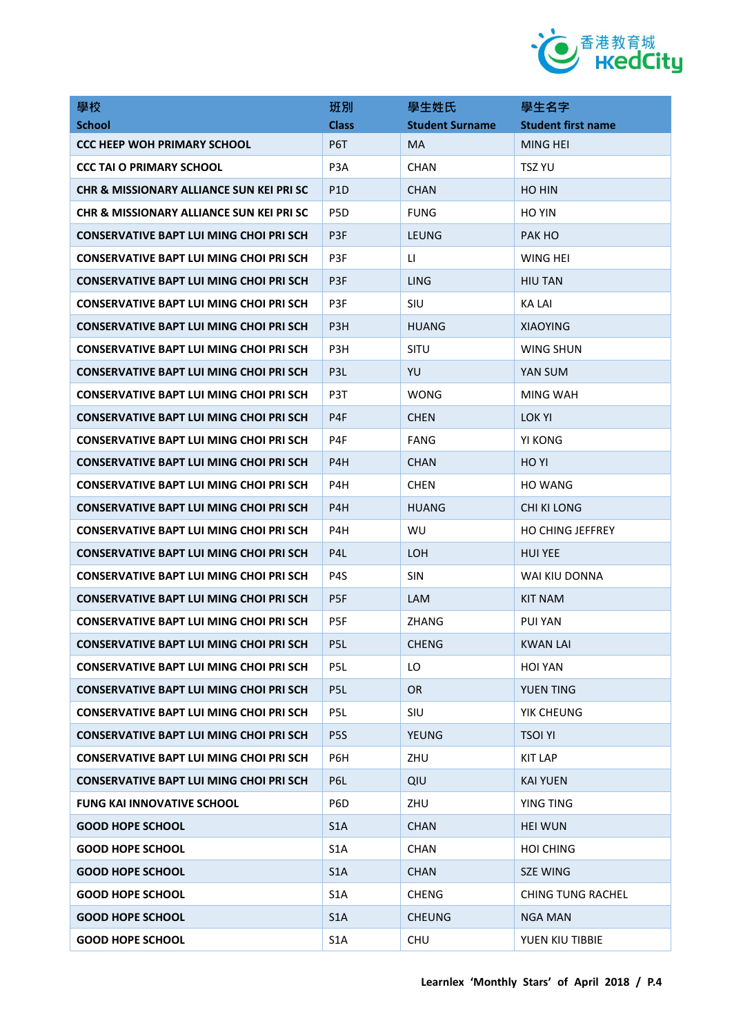| 學校<br>School | 班別<br>Class | 學生姓氏<br>Student Surname | 學生名字<br>Student first name |
|---|---|---|---|
| CCC HEEP WOH PRIMARY SCHOOL | P6T | MA | MING HEI |
| CCC TAI O PRIMARY SCHOOL | P3A | CHAN | TSZ YU |
| CHR & MISSIONARY ALLIANCE SUN KEI PRI SC | P1D | CHAN | HO HIN |
| CHR & MISSIONARY ALLIANCE SUN KEI PRI SC | P5D | FUNG | HO YIN |
| CONSERVATIVE BAPT LUI MING CHOI PRI SCH | P3F | LEUNG | PAK HO |
| CONSERVATIVE BAPT LUI MING CHOI PRI SCH | P3F | LI | WING HEI |
| CONSERVATIVE BAPT LUI MING CHOI PRI SCH | P3F | LING | HIU TAN |
| CONSERVATIVE BAPT LUI MING CHOI PRI SCH | P3F | SIU | KA LAI |
| CONSERVATIVE BAPT LUI MING CHOI PRI SCH | P3H | HUANG | XIAOYING |
| CONSERVATIVE BAPT LUI MING CHOI PRI SCH | P3H | SITU | WING SHUN |
| CONSERVATIVE BAPT LUI MING CHOI PRI SCH | P3L | YU | YAN SUM |
| CONSERVATIVE BAPT LUI MING CHOI PRI SCH | P3T | WONG | MING WAH |
| CONSERVATIVE BAPT LUI MING CHOI PRI SCH | P4F | CHEN | LOK YI |
| CONSERVATIVE BAPT LUI MING CHOI PRI SCH | P4F | FANG | YI KONG |
| CONSERVATIVE BAPT LUI MING CHOI PRI SCH | P4H | CHAN | HO YI |
| CONSERVATIVE BAPT LUI MING CHOI PRI SCH | P4H | CHEN | HO WANG |
| CONSERVATIVE BAPT LUI MING CHOI PRI SCH | P4H | HUANG | CHI KI LONG |
| CONSERVATIVE BAPT LUI MING CHOI PRI SCH | P4H | WU | HO CHING JEFFREY |
| CONSERVATIVE BAPT LUI MING CHOI PRI SCH | P4L | LOH | HUI YEE |
| CONSERVATIVE BAPT LUI MING CHOI PRI SCH | P4S | SIN | WAI KIU DONNA |
| CONSERVATIVE BAPT LUI MING CHOI PRI SCH | P5F | LAM | KIT NAM |
| CONSERVATIVE BAPT LUI MING CHOI PRI SCH | P5F | ZHANG | PUI YAN |
| CONSERVATIVE BAPT LUI MING CHOI PRI SCH | P5L | CHENG | KWAN LAI |
| CONSERVATIVE BAPT LUI MING CHOI PRI SCH | P5L | LO | HOI YAN |
| CONSERVATIVE BAPT LUI MING CHOI PRI SCH | P5L | OR | YUEN TING |
| CONSERVATIVE BAPT LUI MING CHOI PRI SCH | P5L | SIU | YIK CHEUNG |
| CONSERVATIVE BAPT LUI MING CHOI PRI SCH | P5S | YEUNG | TSOI YI |
| CONSERVATIVE BAPT LUI MING CHOI PRI SCH | P6H | ZHU | KIT LAP |
| CONSERVATIVE BAPT LUI MING CHOI PRI SCH | P6L | QIU | KAI YUEN |
| FUNG KAI INNOVATIVE SCHOOL | P6D | ZHU | YING TING |
| GOOD HOPE SCHOOL | S1A | CHAN | HEI WUN |
| GOOD HOPE SCHOOL | S1A | CHAN | HOI CHING |
| GOOD HOPE SCHOOL | S1A | CHAN | SZE WING |
| GOOD HOPE SCHOOL | S1A | CHENG | CHING TUNG RACHEL |
| GOOD HOPE SCHOOL | S1A | CHEUNG | NGA MAN |
| GOOD HOPE SCHOOL | S1A | CHU | YUEN KIU TIBBIE |

Learnlex 'Monthly Stars' of April 2018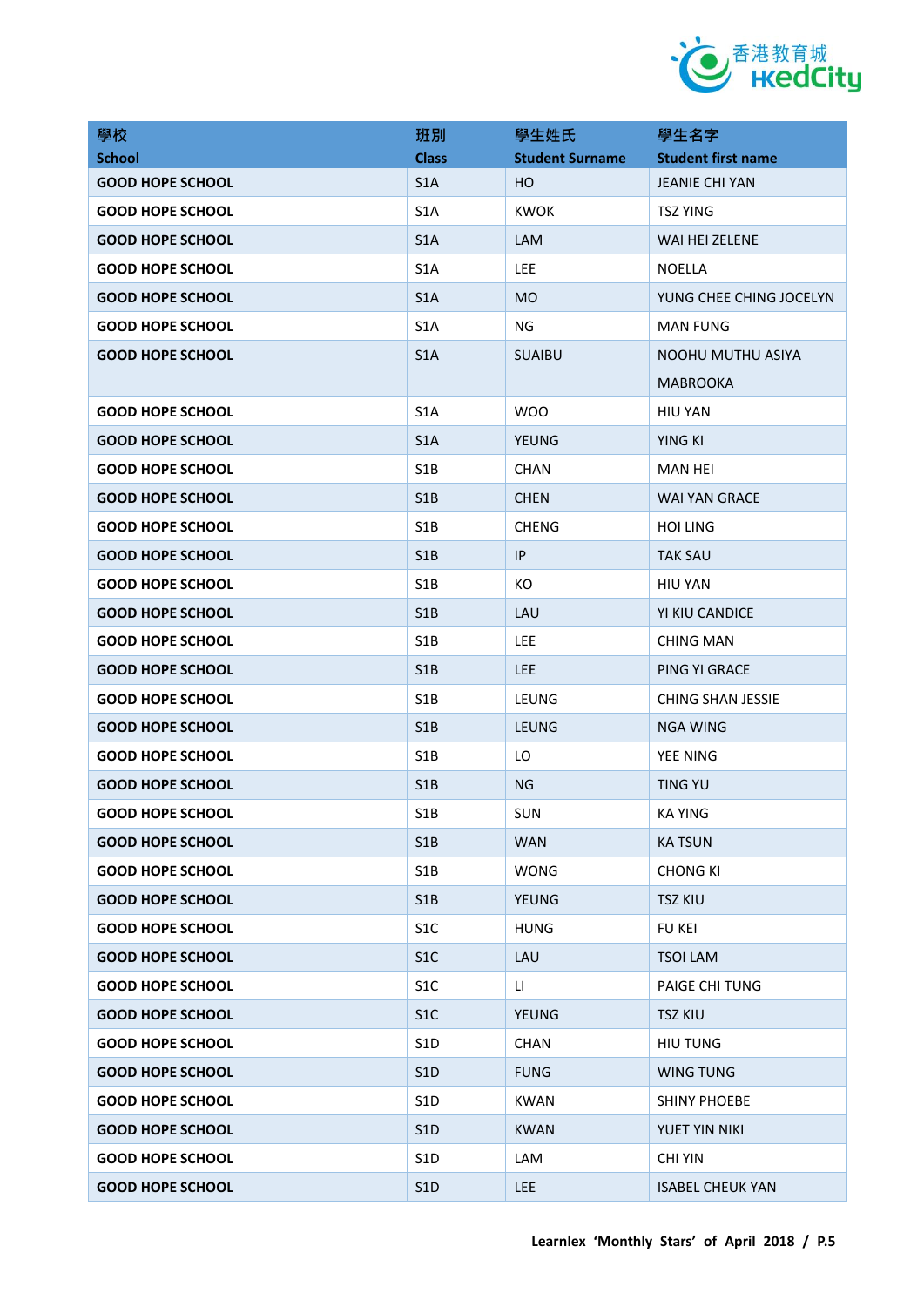| 學校<br>School | 班別<br>Class | 學生姓氏<br>Student Surname | 學生名字<br>Student first name |
|---|---|---|---|
| GOOD HOPE SCHOOL | S1A | HO | JEANIE CHI YAN |
| GOOD HOPE SCHOOL | S1A | KWOK | TSZ YING |
| GOOD HOPE SCHOOL | S1A | LAM | WAI HEI ZELENE |
| GOOD HOPE SCHOOL | S1A | LEE | NOELLA |
| GOOD HOPE SCHOOL | S1A | MO | YUNG CHEE CHING JOCELYN |
| GOOD HOPE SCHOOL | S1A | NG | MAN FUNG |
| GOOD HOPE SCHOOL | S1A | SUAIBU | NOOHU MUTHU ASIYA MABROOKA |
| GOOD HOPE SCHOOL | S1A | WOO | HIU YAN |
| GOOD HOPE SCHOOL | S1A | YEUNG | YING KI |
| GOOD HOPE SCHOOL | S1B | CHAN | MAN HEI |
| GOOD HOPE SCHOOL | S1B | CHEN | WAI YAN GRACE |
| GOOD HOPE SCHOOL | S1B | CHENG | HOI LING |
| GOOD HOPE SCHOOL | S1B | IP | TAK SAU |
| GOOD HOPE SCHOOL | S1B | KO | HIU YAN |
| GOOD HOPE SCHOOL | S1B | LAU | YI KIU CANDICE |
| GOOD HOPE SCHOOL | S1B | LEE | CHING MAN |
| GOOD HOPE SCHOOL | S1B | LEE | PING YI GRACE |
| GOOD HOPE SCHOOL | S1B | LEUNG | CHING SHAN JESSIE |
| GOOD HOPE SCHOOL | S1B | LEUNG | NGA WING |
| GOOD HOPE SCHOOL | S1B | LO | YEE NING |
| GOOD HOPE SCHOOL | S1B | NG | TING YU |
| GOOD HOPE SCHOOL | S1B | SUN | KA YING |
| GOOD HOPE SCHOOL | S1B | WAN | KA TSUN |
| GOOD HOPE SCHOOL | S1B | WONG | CHONG KI |
| GOOD HOPE SCHOOL | S1B | YEUNG | TSZ KIU |
| GOOD HOPE SCHOOL | S1C | HUNG | FU KEI |
| GOOD HOPE SCHOOL | S1C | LAU | TSOI LAM |
| GOOD HOPE SCHOOL | S1C | LI | PAIGE CHI TUNG |
| GOOD HOPE SCHOOL | S1C | YEUNG | TSZ KIU |
| GOOD HOPE SCHOOL | S1D | CHAN | HIU TUNG |
| GOOD HOPE SCHOOL | S1D | FUNG | WING TUNG |
| GOOD HOPE SCHOOL | S1D | KWAN | SHINY PHOEBE |
| GOOD HOPE SCHOOL | S1D | KWAN | YUET YIN NIKI |
| GOOD HOPE SCHOOL | S1D | LAM | CHI YIN |
| GOOD HOPE SCHOOL | S1D | LEE | ISABEL CHEUK YAN |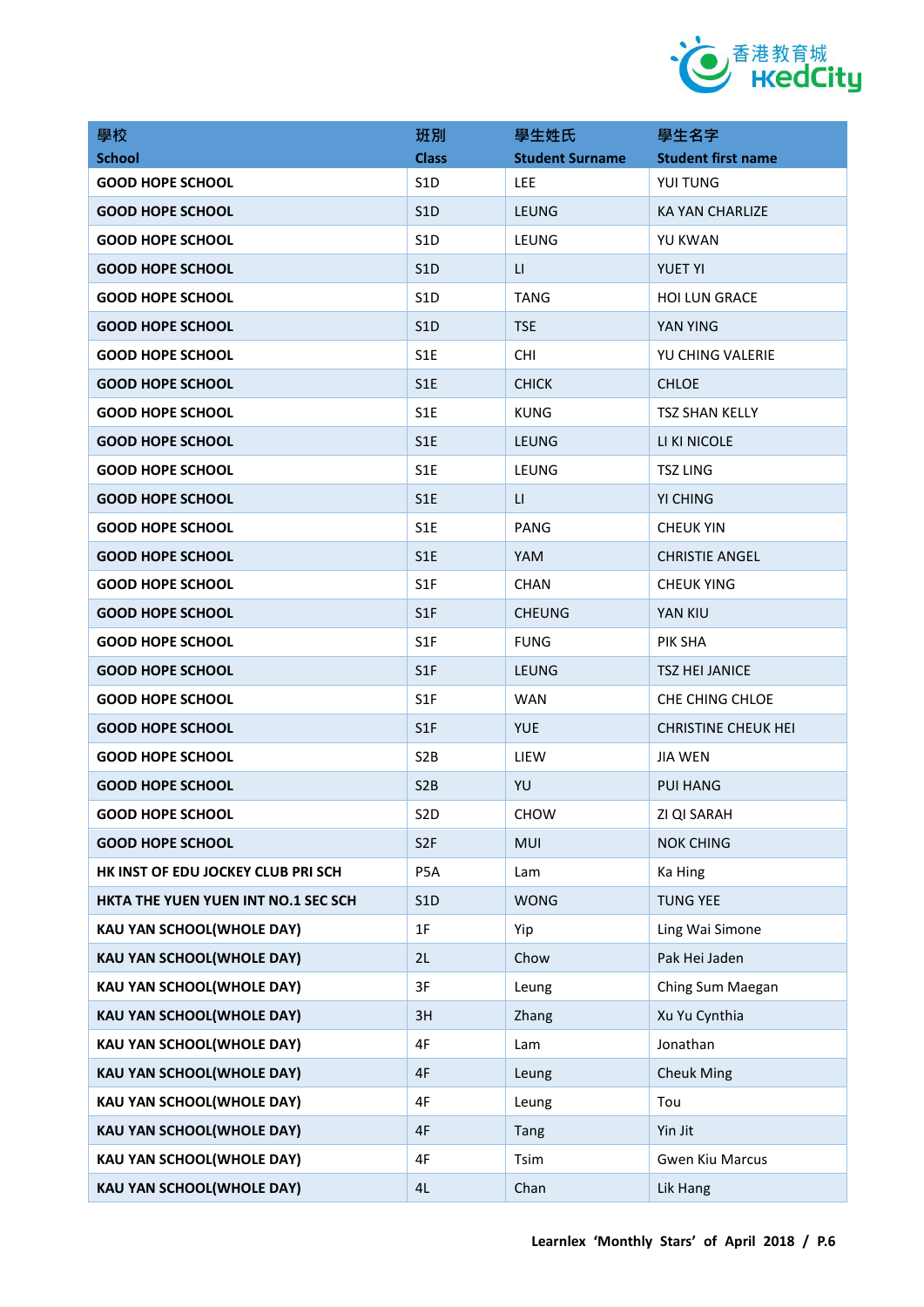| 學校<br>School | 班別<br>Class | 學生姓氏<br>Student Surname | 學生名字<br>Student first name |
|---|---|---|---|
| GOOD HOPE SCHOOL | S1D | LEE | YUI TUNG |
| GOOD HOPE SCHOOL | S1D | LEUNG | KA YAN CHARLIZE |
| GOOD HOPE SCHOOL | S1D | LEUNG | YU KWAN |
| GOOD HOPE SCHOOL | S1D | LI | YUET YI |
| GOOD HOPE SCHOOL | S1D | TANG | HOI LUN GRACE |
| GOOD HOPE SCHOOL | S1D | TSE | YAN YING |
| GOOD HOPE SCHOOL | S1E | CHI | YU CHING VALERIE |
| GOOD HOPE SCHOOL | S1E | CHICK | CHLOE |
| GOOD HOPE SCHOOL | S1E | KUNG | TSZ SHAN KELLY |
| GOOD HOPE SCHOOL | S1E | LEUNG | LI KI NICOLE |
| GOOD HOPE SCHOOL | S1E | LEUNG | TSZ LING |
| GOOD HOPE SCHOOL | S1E | LI | YI CHING |
| GOOD HOPE SCHOOL | S1E | PANG | CHEUK YIN |
| GOOD HOPE SCHOOL | S1E | YAM | CHRISTIE ANGEL |
| GOOD HOPE SCHOOL | S1F | CHAN | CHEUK YING |
| GOOD HOPE SCHOOL | S1F | CHEUNG | YAN KIU |
| GOOD HOPE SCHOOL | S1F | FUNG | PIK SHA |
| GOOD HOPE SCHOOL | S1F | LEUNG | TSZ HEI JANICE |
| GOOD HOPE SCHOOL | S1F | WAN | CHE CHING CHLOE |
| GOOD HOPE SCHOOL | S1F | YUE | CHRISTINE CHEUK HEI |
| GOOD HOPE SCHOOL | S2B | LIEW | JIA WEN |
| GOOD HOPE SCHOOL | S2B | YU | PUI HANG |
| GOOD HOPE SCHOOL | S2D | CHOW | ZI QI SARAH |
| GOOD HOPE SCHOOL | S2F | MUI | NOK CHING |
| HK INST OF EDU JOCKEY CLUB PRI SCH | P5A | Lam | Ka Hing |
| HKTA THE YUEN YUEN INT NO.1 SEC SCH | S1D | WONG | TUNG YEE |
| KAU YAN SCHOOL(WHOLE DAY) | 1F | Yip | Ling Wai Simone |
| KAU YAN SCHOOL(WHOLE DAY) | 2L | Chow | Pak Hei Jaden |
| KAU YAN SCHOOL(WHOLE DAY) | 3F | Leung | Ching Sum Maegan |
| KAU YAN SCHOOL(WHOLE DAY) | 3H | Zhang | Xu Yu Cynthia |
| KAU YAN SCHOOL(WHOLE DAY) | 4F | Lam | Jonathan |
| KAU YAN SCHOOL(WHOLE DAY) | 4F | Leung | Cheuk Ming |
| KAU YAN SCHOOL(WHOLE DAY) | 4F | Leung | Tou |
| KAU YAN SCHOOL(WHOLE DAY) | 4F | Tang | Yin Jit |
| KAU YAN SCHOOL(WHOLE DAY) | 4F | Tsim | Gwen Kiu Marcus |
| KAU YAN SCHOOL(WHOLE DAY) | 4L | Chan | Lik Hang |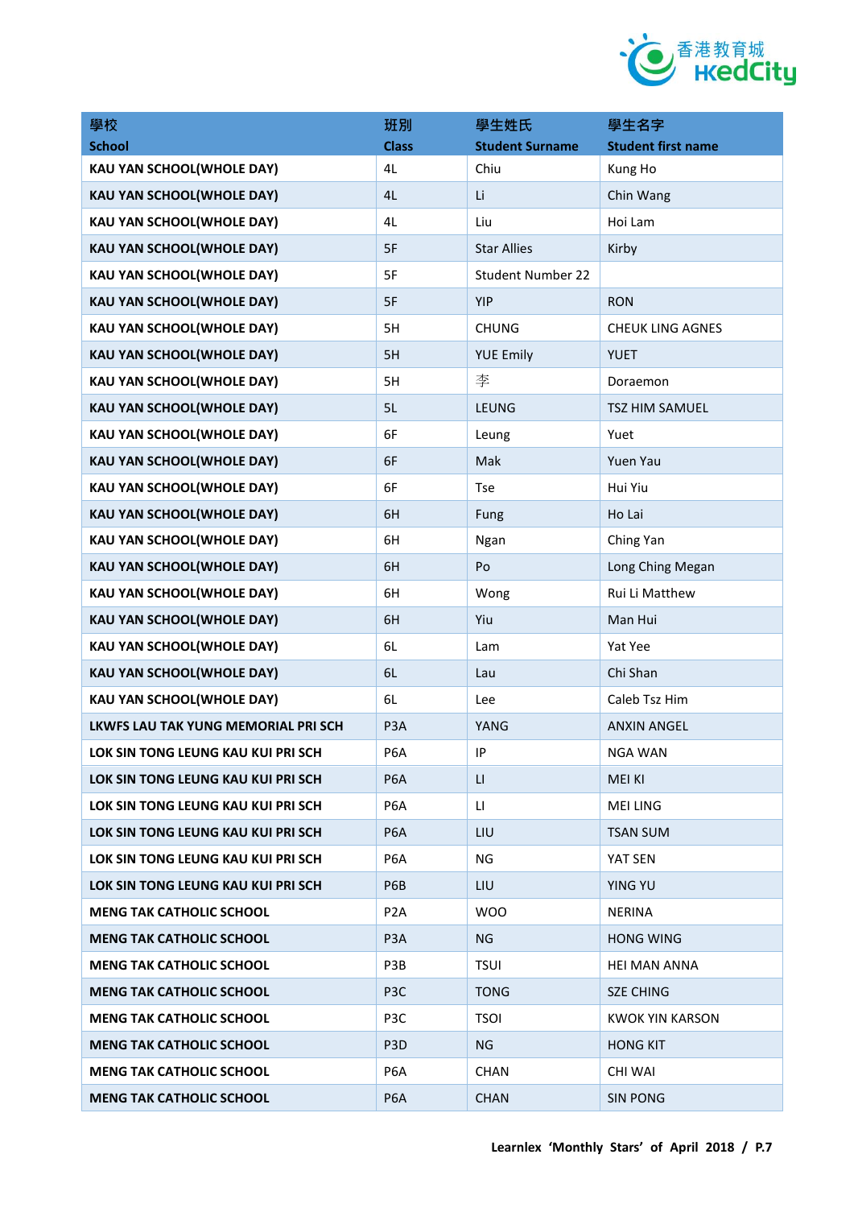| 學校<br>School | 班別<br>Class | 學生姓氏<br>Student Surname | 學生名字<br>Student first name |
|---|---|---|---|
| KAU YAN SCHOOL(WHOLE DAY) | 4L | Chiu | Kung Ho |
| KAU YAN SCHOOL(WHOLE DAY) | 4L | Li | Chin Wang |
| KAU YAN SCHOOL(WHOLE DAY) | 4L | Liu | Hoi Lam |
| KAU YAN SCHOOL(WHOLE DAY) | 5F | Star Allies | Kirby |
| KAU YAN SCHOOL(WHOLE DAY) | 5F | Student Number 22 | |
| KAU YAN SCHOOL(WHOLE DAY) | 5F | YIP | RON |
| KAU YAN SCHOOL(WHOLE DAY) | 5H | CHUNG | CHEUK LING AGNES |
| KAU YAN SCHOOL(WHOLE DAY) | 5H | YUE Emily | YUET |
| KAU YAN SCHOOL(WHOLE DAY) | 5H | 李 | Doraemon |
| KAU YAN SCHOOL(WHOLE DAY) | 5L | LEUNG | TSZ HIM SAMUEL |
| KAU YAN SCHOOL(WHOLE DAY) | 6F | Leung | Yuet |
| KAU YAN SCHOOL(WHOLE DAY) | 6F | Mak | Yuen Yau |
| KAU YAN SCHOOL(WHOLE DAY) | 6F | Tse | Hui Yiu |
| KAU YAN SCHOOL(WHOLE DAY) | 6H | Fung | Ho Lai |
| KAU YAN SCHOOL(WHOLE DAY) | 6H | Ngan | Ching Yan |
| KAU YAN SCHOOL(WHOLE DAY) | 6H | Po | Long Ching Megan |
| KAU YAN SCHOOL(WHOLE DAY) | 6H | Wong | Rui Li Matthew |
| KAU YAN SCHOOL(WHOLE DAY) | 6H | Yiu | Man Hui |
| KAU YAN SCHOOL(WHOLE DAY) | 6L | Lam | Yat Yee |
| KAU YAN SCHOOL(WHOLE DAY) | 6L | Lau | Chi Shan |
| KAU YAN SCHOOL(WHOLE DAY) | 6L | Lee | Caleb Tsz Him |
| LKWFS LAU TAK YUNG MEMORIAL PRI SCH | P3A | YANG | ANXIN ANGEL |
| LOK SIN TONG LEUNG KAU KUI PRI SCH | P6A | IP | NGA WAN |
| LOK SIN TONG LEUNG KAU KUI PRI SCH | P6A | LI | MEI KI |
| LOK SIN TONG LEUNG KAU KUI PRI SCH | P6A | LI | MEI LING |
| LOK SIN TONG LEUNG KAU KUI PRI SCH | P6A | LIU | TSAN SUM |
| LOK SIN TONG LEUNG KAU KUI PRI SCH | P6A | NG | YAT SEN |
| LOK SIN TONG LEUNG KAU KUI PRI SCH | P6B | LIU | YING YU |
| MENG TAK CATHOLIC SCHOOL | P2A | WOO | NERINA |
| MENG TAK CATHOLIC SCHOOL | P3A | NG | HONG WING |
| MENG TAK CATHOLIC SCHOOL | P3B | TSUI | HEI MAN ANNA |
| MENG TAK CATHOLIC SCHOOL | P3C | TONG | SZE CHING |
| MENG TAK CATHOLIC SCHOOL | P3C | TSOI | KWOK YIN KARSON |
| MENG TAK CATHOLIC SCHOOL | P3D | NG | HONG KIT |
| MENG TAK CATHOLIC SCHOOL | P6A | CHAN | CHI WAI |
| MENG TAK CATHOLIC SCHOOL | P6A | CHAN | SIN PONG |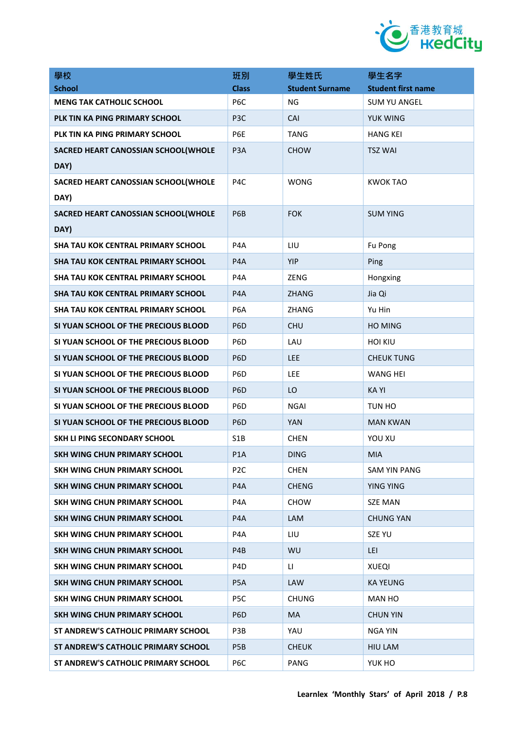| 學校<br>School | 班別<br>Class | 學生姓氏<br>Student Surname | 學生名字<br>Student first name |
|---|---|---|---|
| MENG TAK CATHOLIC SCHOOL | P6C | NG | SUM YU ANGEL |
| PLK TIN KA PING PRIMARY SCHOOL | P3C | CAI | YUK WING |
| PLK TIN KA PING PRIMARY SCHOOL | P6E | TANG | HANG KEI |
| SACRED HEART CANOSSIAN SCHOOL(WHOLE DAY) | P3A | CHOW | TSZ WAI |
| SACRED HEART CANOSSIAN SCHOOL(WHOLE DAY) | P4C | WONG | KWOK TAO |
| SACRED HEART CANOSSIAN SCHOOL(WHOLE DAY) | P6B | FOK | SUM YING |
| SHA TAU KOK CENTRAL PRIMARY SCHOOL | P4A | LIU | Fu Pong |
| SHA TAU KOK CENTRAL PRIMARY SCHOOL | P4A | YIP | Ping |
| SHA TAU KOK CENTRAL PRIMARY SCHOOL | P4A | ZENG | Hongxing |
| SHA TAU KOK CENTRAL PRIMARY SCHOOL | P4A | ZHANG | Jia Qi |
| SHA TAU KOK CENTRAL PRIMARY SCHOOL | P6A | ZHANG | Yu Hin |
| SI YUAN SCHOOL OF THE PRECIOUS BLOOD | P6D | CHU | HO MING |
| SI YUAN SCHOOL OF THE PRECIOUS BLOOD | P6D | LAU | HOI KIU |
| SI YUAN SCHOOL OF THE PRECIOUS BLOOD | P6D | LEE | CHEUK TUNG |
| SI YUAN SCHOOL OF THE PRECIOUS BLOOD | P6D | LEE | WANG HEI |
| SI YUAN SCHOOL OF THE PRECIOUS BLOOD | P6D | LO | KA YI |
| SI YUAN SCHOOL OF THE PRECIOUS BLOOD | P6D | NGAI | TUN HO |
| SI YUAN SCHOOL OF THE PRECIOUS BLOOD | P6D | YAN | MAN KWAN |
| SKH LI PING SECONDARY SCHOOL | S1B | CHEN | YOU XU |
| SKH WING CHUN PRIMARY SCHOOL | P1A | DING | MIA |
| SKH WING CHUN PRIMARY SCHOOL | P2C | CHEN | SAM YIN PANG |
| SKH WING CHUN PRIMARY SCHOOL | P4A | CHENG | YING YING |
| SKH WING CHUN PRIMARY SCHOOL | P4A | CHOW | SZE MAN |
| SKH WING CHUN PRIMARY SCHOOL | P4A | LAM | CHUNG YAN |
| SKH WING CHUN PRIMARY SCHOOL | P4A | LIU | SZE YU |
| SKH WING CHUN PRIMARY SCHOOL | P4B | WU | LEI |
| SKH WING CHUN PRIMARY SCHOOL | P4D | LI | XUEQI |
| SKH WING CHUN PRIMARY SCHOOL | P5A | LAW | KA YEUNG |
| SKH WING CHUN PRIMARY SCHOOL | P5C | CHUNG | MAN HO |
| SKH WING CHUN PRIMARY SCHOOL | P6D | MA | CHUN YIN |
| ST ANDREW'S CATHOLIC PRIMARY SCHOOL | P3B | YAU | NGA YIN |
| ST ANDREW'S CATHOLIC PRIMARY SCHOOL | P5B | CHEUK | HIU LAM |
| ST ANDREW'S CATHOLIC PRIMARY SCHOOL | P6C | PANG | YUK HO |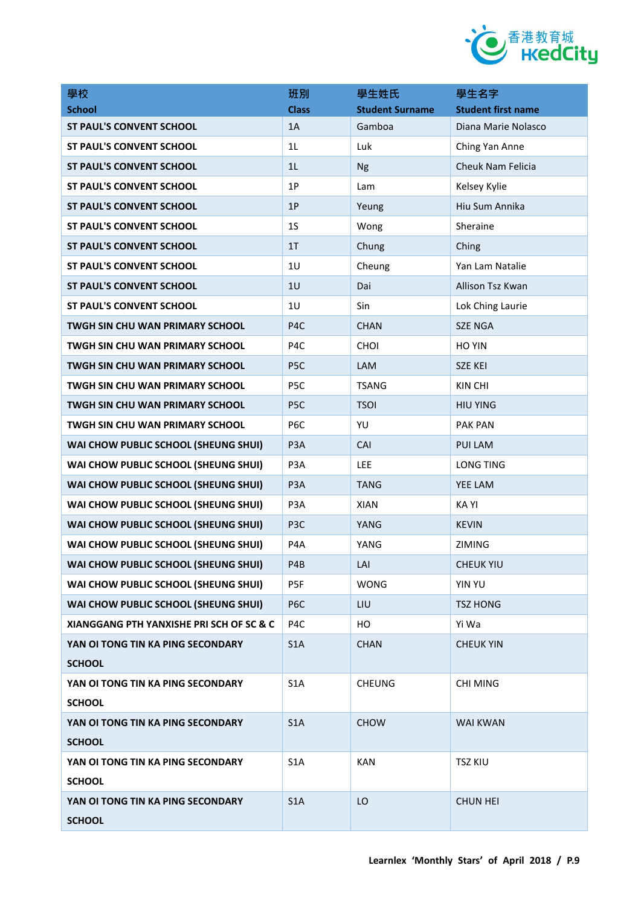| 學校<br>School | 班別<br>Class | 學生姓氏<br>Student Surname | 學生名字<br>Student first name |
|---|---|---|---|
| ST PAUL'S CONVENT SCHOOL | 1A | Gamboa | Diana Marie Nolasco |
| ST PAUL'S CONVENT SCHOOL | 1L | Luk | Ching Yan Anne |
| ST PAUL'S CONVENT SCHOOL | 1L | Ng | Cheuk Nam Felicia |
| ST PAUL'S CONVENT SCHOOL | 1P | Lam | Kelsey Kylie |
| ST PAUL'S CONVENT SCHOOL | 1P | Yeung | Hiu Sum Annika |
| ST PAUL'S CONVENT SCHOOL | 1S | Wong | Sheraine |
| ST PAUL'S CONVENT SCHOOL | 1T | Chung | Ching |
| ST PAUL'S CONVENT SCHOOL | 1U | Cheung | Yan Lam Natalie |
| ST PAUL'S CONVENT SCHOOL | 1U | Dai | Allison Tsz Kwan |
| ST PAUL'S CONVENT SCHOOL | 1U | Sin | Lok Ching Laurie |
| TWGH SIN CHU WAN PRIMARY SCHOOL | P4C | CHAN | SZE NGA |
| TWGH SIN CHU WAN PRIMARY SCHOOL | P4C | CHOI | HO YIN |
| TWGH SIN CHU WAN PRIMARY SCHOOL | P5C | LAM | SZE KEI |
| TWGH SIN CHU WAN PRIMARY SCHOOL | P5C | TSANG | KIN CHI |
| TWGH SIN CHU WAN PRIMARY SCHOOL | P5C | TSOI | HIU YING |
| TWGH SIN CHU WAN PRIMARY SCHOOL | P6C | YU | PAK PAN |
| WAI CHOW PUBLIC SCHOOL (SHEUNG SHUI) | P3A | CAI | PUI LAM |
| WAI CHOW PUBLIC SCHOOL (SHEUNG SHUI) | P3A | LEE | LONG TING |
| WAI CHOW PUBLIC SCHOOL (SHEUNG SHUI) | P3A | TANG | YEE LAM |
| WAI CHOW PUBLIC SCHOOL (SHEUNG SHUI) | P3A | XIAN | KA YI |
| WAI CHOW PUBLIC SCHOOL (SHEUNG SHUI) | P3C | YANG | KEVIN |
| WAI CHOW PUBLIC SCHOOL (SHEUNG SHUI) | P4A | YANG | ZIMING |
| WAI CHOW PUBLIC SCHOOL (SHEUNG SHUI) | P4B | LAI | CHEUK YIU |
| WAI CHOW PUBLIC SCHOOL (SHEUNG SHUI) | P5F | WONG | YIN YU |
| WAI CHOW PUBLIC SCHOOL (SHEUNG SHUI) | P6C | LIU | TSZ HONG |
| XIANGGANG PTH YANXISHE PRI SCH OF SC & C | P4C | HO | Yi Wa |
| YAN OI TONG TIN KA PING SECONDARY SCHOOL | S1A | CHAN | CHEUK YIN |
| YAN OI TONG TIN KA PING SECONDARY SCHOOL | S1A | CHEUNG | CHI MING |
| YAN OI TONG TIN KA PING SECONDARY SCHOOL | S1A | CHOW | WAI KWAN |
| YAN OI TONG TIN KA PING SECONDARY SCHOOL | S1A | KAN | TSZ KIU |
| YAN OI TONG TIN KA PING SECONDARY SCHOOL | S1A | LO | CHUN HEI |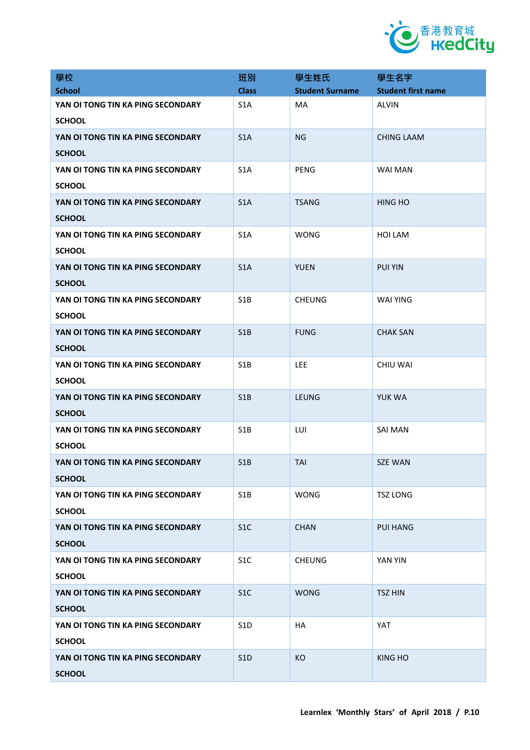| 學校<br>School | 班別<br>Class | 學生姓氏<br>Student Surname | 學生名字<br>Student first name |
|---|---|---|---|
| YAN OI TONG TIN KA PING SECONDARY SCHOOL | S1A | MA | ALVIN |
| YAN OI TONG TIN KA PING SECONDARY SCHOOL | S1A | NG | CHING LAAM |
| YAN OI TONG TIN KA PING SECONDARY SCHOOL | S1A | PENG | WAI MAN |
| YAN OI TONG TIN KA PING SECONDARY SCHOOL | S1A | TSANG | HING HO |
| YAN OI TONG TIN KA PING SECONDARY SCHOOL | S1A | WONG | HOI LAM |
| YAN OI TONG TIN KA PING SECONDARY SCHOOL | S1A | YUEN | PUI YIN |
| YAN OI TONG TIN KA PING SECONDARY SCHOOL | S1B | CHEUNG | WAI YING |
| YAN OI TONG TIN KA PING SECONDARY SCHOOL | S1B | FUNG | CHAK SAN |
| YAN OI TONG TIN KA PING SECONDARY SCHOOL | S1B | LEE | CHIU WAI |
| YAN OI TONG TIN KA PING SECONDARY SCHOOL | S1B | LEUNG | YUK WA |
| YAN OI TONG TIN KA PING SECONDARY SCHOOL | S1B | LUI | SAI MAN |
| YAN OI TONG TIN KA PING SECONDARY SCHOOL | S1B | TAI | SZE WAN |
| YAN OI TONG TIN KA PING SECONDARY SCHOOL | S1B | WONG | TSZ LONG |
| YAN OI TONG TIN KA PING SECONDARY SCHOOL | S1C | CHAN | PUI HANG |
| YAN OI TONG TIN KA PING SECONDARY SCHOOL | S1C | CHEUNG | YAN YIN |
| YAN OI TONG TIN KA PING SECONDARY SCHOOL | S1C | WONG | TSZ HIN |
| YAN OI TONG TIN KA PING SECONDARY SCHOOL | S1D | HA | YAT |
| YAN OI TONG TIN KA PING SECONDARY SCHOOL | S1D | KO | KING HO |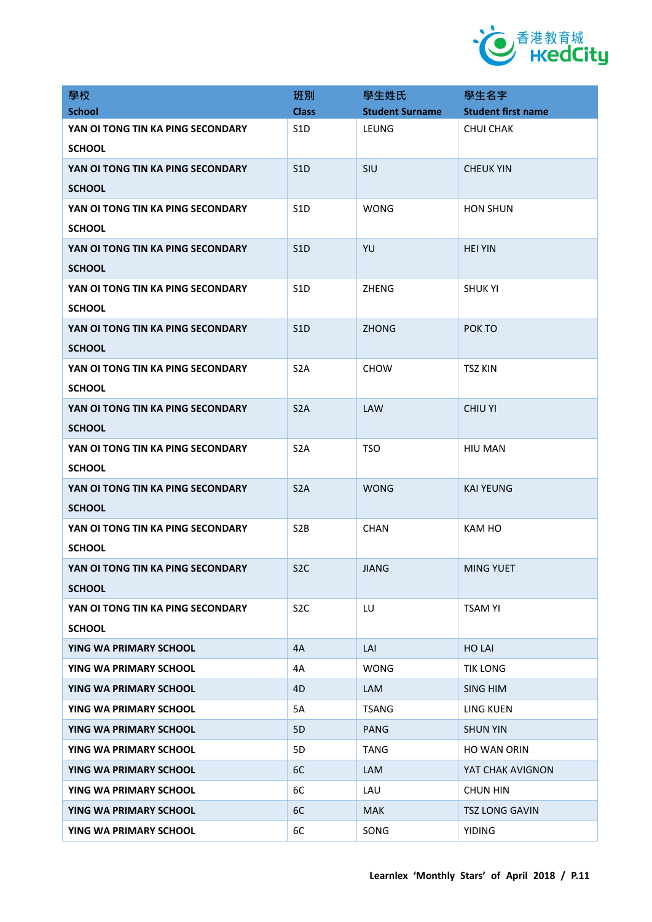| 學校<br>School | 班別<br>Class | 學生姓氏<br>Student Surname | 學生名字<br>Student first name |
|---|---|---|---|
| **YAN OI TONG TIN KA PING SECONDARY SCHOOL** | S1D | LEUNG | CHUI CHAK |
| **YAN OI TONG TIN KA PING SECONDARY SCHOOL** | S1D | SIU | CHEUK YIN |
| **YAN OI TONG TIN KA PING SECONDARY SCHOOL** | S1D | WONG | HON SHUN |
| **YAN OI TONG TIN KA PING SECONDARY SCHOOL** | S1D | YU | HEI YIN |
| **YAN OI TONG TIN KA PING SECONDARY SCHOOL** | S1D | ZHENG | SHUK YI |
| **YAN OI TONG TIN KA PING SECONDARY SCHOOL** | S1D | ZHONG | POK TO |
| **YAN OI TONG TIN KA PING SECONDARY SCHOOL** | S2A | CHOW | TSZ KIN |
| **YAN OI TONG TIN KA PING SECONDARY SCHOOL** | S2A | LAW | CHIU YI |
| **YAN OI TONG TIN KA PING SECONDARY SCHOOL** | S2A | TSO | HIU MAN |
| **YAN OI TONG TIN KA PING SECONDARY SCHOOL** | S2A | WONG | KAI YEUNG |
| **YAN OI TONG TIN KA PING SECONDARY SCHOOL** | S2B | CHAN | KAM HO |
| **YAN OI TONG TIN KA PING SECONDARY SCHOOL** | S2C | JIANG | MING YUET |
| **YAN OI TONG TIN KA PING SECONDARY SCHOOL** | S2C | LU | TSAM YI |
| **YING WA PRIMARY SCHOOL** | 4A | LAI | HO LAI |
| **YING WA PRIMARY SCHOOL** | 4A | WONG | TIK LONG |
| **YING WA PRIMARY SCHOOL** | 4D | LAM | SING HIM |
| **YING WA PRIMARY SCHOOL** | 5A | TSANG | LING KUEN |
| **YING WA PRIMARY SCHOOL** | 5D | PANG | SHUN YIN |
| **YING WA PRIMARY SCHOOL** | 5D | TANG | HO WAN ORIN |
| **YING WA PRIMARY SCHOOL** | 6C | LAM | YAT CHAK AVIGNON |
| **YING WA PRIMARY SCHOOL** | 6C | LAU | CHUN HIN |
| **YING WA PRIMARY SCHOOL** | 6C | MAK | TSZ LONG GAVIN |
| **YING WA PRIMARY SCHOOL** | 6C | SONG | YIDING |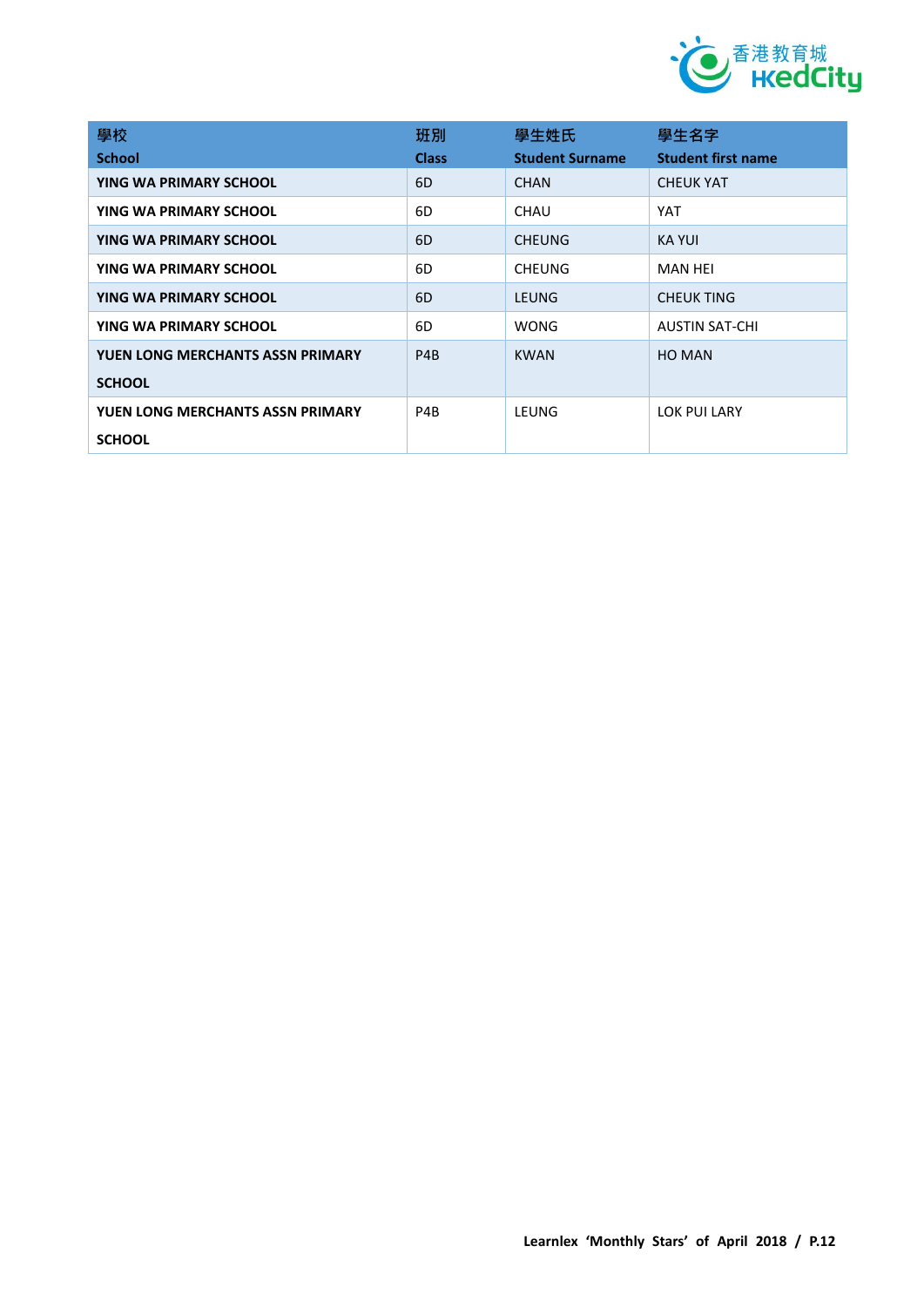| 學校<br>School | 班別<br>Class | 學生姓氏<br>Student Surname | 學生名字<br>Student first name |
|---|---|---|---|
| **YING WA PRIMARY SCHOOL** | 6D | CHAN | CHEUK YAT |
| **YING WA PRIMARY SCHOOL** | 6D | CHAU | YAT |
| **YING WA PRIMARY SCHOOL** | 6D | CHEUNG | KA YUI |
| **YING WA PRIMARY SCHOOL** | 6D | CHEUNG | MAN HEI |
| **YING WA PRIMARY SCHOOL** | 6D | LEUNG | CHEUK TING |
| **YING WA PRIMARY SCHOOL** | 6D | WONG | AUSTIN SAT-CHI |
| **YUEN LONG MERCHANTS ASSN PRIMARY SCHOOL** | P4B | KWAN | HO MAN |
| **YUEN LONG MERCHANTS ASSN PRIMARY SCHOOL** | P4B | LEUNG | LOK PUI LARY |